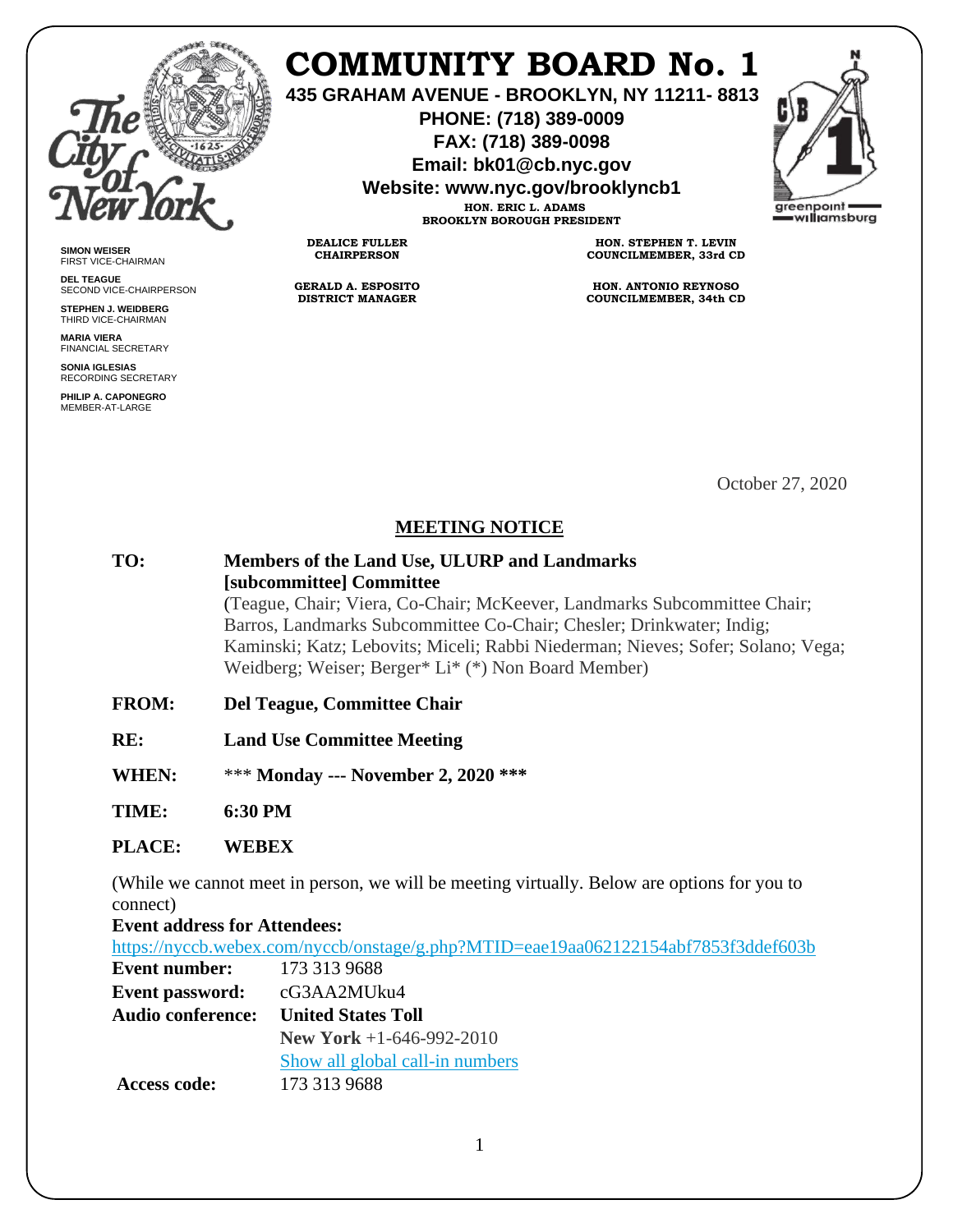# COMMUNITY BOARD No. 1

**435 GRAHAM AVENUE - BROOKLYN, NY 11211- 8813**
**PHONE: (718) 389-0009**
**FAX: (718) 389-0098**
**Email: bk01@cb.nyc.gov**
**Website: www.nyc.gov/brooklyncb1**

**HON. ERIC L. ADAMS**
**BROOKLYN BOROUGH PRESIDENT**

**DEALICE FULLER**
**CHAIRPERSON**

**GERALD A. ESPOSITO**
**DISTRICT MANAGER**

**HON. STEPHEN T. LEVIN**
**COUNCILMEMBER, 33rd CD**

**HON. ANTONIO REYNOSO**
**COUNCILMEMBER, 34th CD**

**SIMON WEISER**
FIRST VICE-CHAIRMAN

**DEL TEAGUE**
SECOND VICE-CHAIRPERSON

**STEPHEN J. WEIDBERG**
THIRD VICE-CHAIRMAN

**MARIA VIERA**
FINANCIAL SECRETARY

**SONIA IGLESIAS**
RECORDING SECRETARY

**PHILIP A. CAPONEGRO**
MEMBER-AT-LARGE

October 27, 2020

## MEETING NOTICE

**TO:** **Members of the Land Use, ULURP and Landmarks [subcommittee] Committee**
(Teague, Chair; Viera, Co-Chair; McKeever, Landmarks Subcommittee Chair; Barros, Landmarks Subcommittee Co-Chair; Chesler; Drinkwater; Indig; Kaminski; Katz; Lebovits; Miceli; Rabbi Niederman; Nieves; Sofer; Solano; Vega; Weidberg; Weiser; Berger* Li* (*) Non Board Member)

**FROM:** **Del Teague, Committee Chair**

**RE:** **Land Use Committee Meeting**

**WHEN:** *** **Monday --- November 2, 2020** ***

**TIME:** **6:30 PM**

**PLACE:** **WEBEX**

(While we cannot meet in person, we will be meeting virtually. Below are options for you to connect)

**Event address for Attendees:**
https://nyccb.webex.com/nyccb/onstage/g.php?MTID=eae19aa062122154abf7853f3ddef603b

**Event number:** 173 313 9688
**Event password:** cG3AA2MUku4
**Audio conference:** **United States Toll**
**New York** +1-646-992-2010
Show all global call-in numbers
**Access code:** 173 313 9688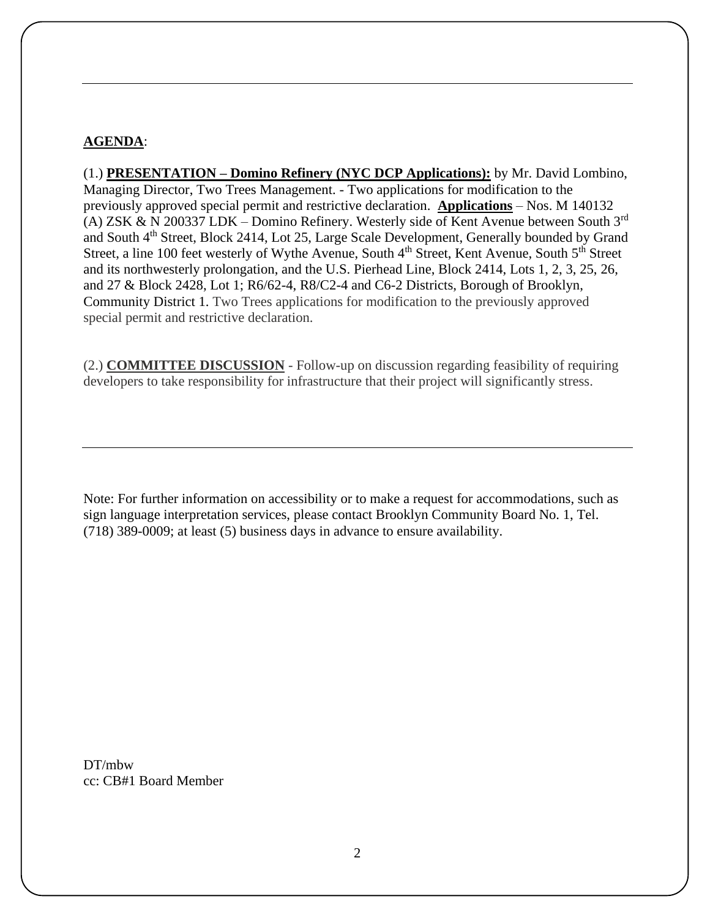**AGENDA**:

(1.) **PRESENTATION – Domino Refinery (NYC DCP Applications):** by Mr. David Lombino, Managing Director, Two Trees Management. - Two applications for modification to the previously approved special permit and restrictive declaration. **Applications** – Nos. M 140132 (A) ZSK & N 200337 LDK – Domino Refinery. Westerly side of Kent Avenue between South 3rd and South 4th Street, Block 2414, Lot 25, Large Scale Development, Generally bounded by Grand Street, a line 100 feet westerly of Wythe Avenue, South 4th Street, Kent Avenue, South 5th Street and its northwesterly prolongation, and the U.S. Pierhead Line, Block 2414, Lots 1, 2, 3, 25, 26, and 27 & Block 2428, Lot 1; R6/62-4, R8/C2-4 and C6-2 Districts, Borough of Brooklyn, Community District 1. Two Trees applications for modification to the previously approved special permit and restrictive declaration.

(2.) **COMMITTEE DISCUSSION** - Follow-up on discussion regarding feasibility of requiring developers to take responsibility for infrastructure that their project will significantly stress.

---

Note: For further information on accessibility or to make a request for accommodations, such as sign language interpretation services, please contact Brooklyn Community Board No. 1, Tel. (718) 389-0009; at least (5) business days in advance to ensure availability.

DT/mbw
cc: CB#1 Board Member